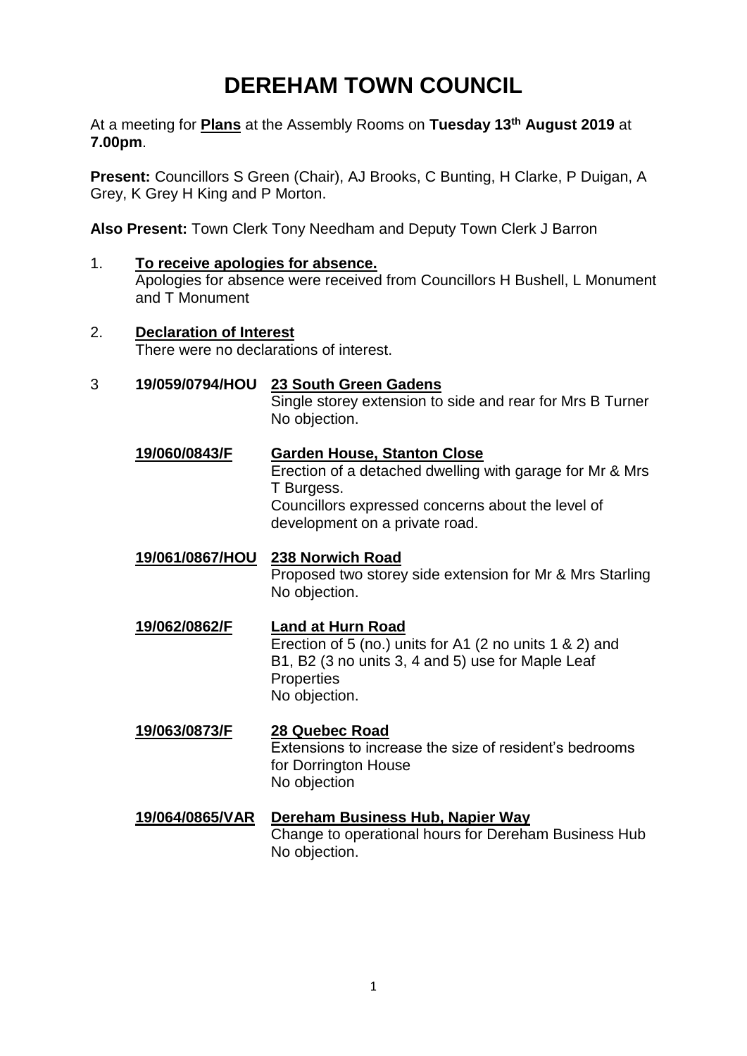# DEREHAM TOWN COUNCIL

At a meeting for **Plans** at the Assembly Rooms on **Tuesday 13th August 2019** at **7.00pm**.

**Present:** Councillors S Green (Chair), AJ Brooks, C Bunting, H Clarke, P Duigan, A Grey, K Grey H King and P Morton.

**Also Present:** Town Clerk Tony Needham and Deputy Town Clerk J Barron

1. **To receive apologies for absence.**
   Apologies for absence were received from Councillors H Bushell, L Monument and T Monument

2. **Declaration of Interest**
   There were no declarations of interest.

3 **19/059/0794/HOU** **23 South Green Gadens**
Single storey extension to side and rear for Mrs B Turner
No objection.

**19/060/0843/F** **Garden House, Stanton Close**
Erection of a detached dwelling with garage for Mr & Mrs T Burgess.
Councillors expressed concerns about the level of development on a private road.

**19/061/0867/HOU** **238 Norwich Road**
Proposed two storey side extension for Mr & Mrs Starling
No objection.

**19/062/0862/F** **Land at Hurn Road**
Erection of 5 (no.) units for A1 (2 no units 1 & 2) and B1, B2 (3 no units 3, 4 and 5) use for Maple Leaf Properties
No objection.

**19/063/0873/F** **28 Quebec Road**
Extensions to increase the size of resident's bedrooms for Dorrington House
No objection

**19/064/0865/VAR** **Dereham Business Hub, Napier Way**
Change to operational hours for Dereham Business Hub
No objection.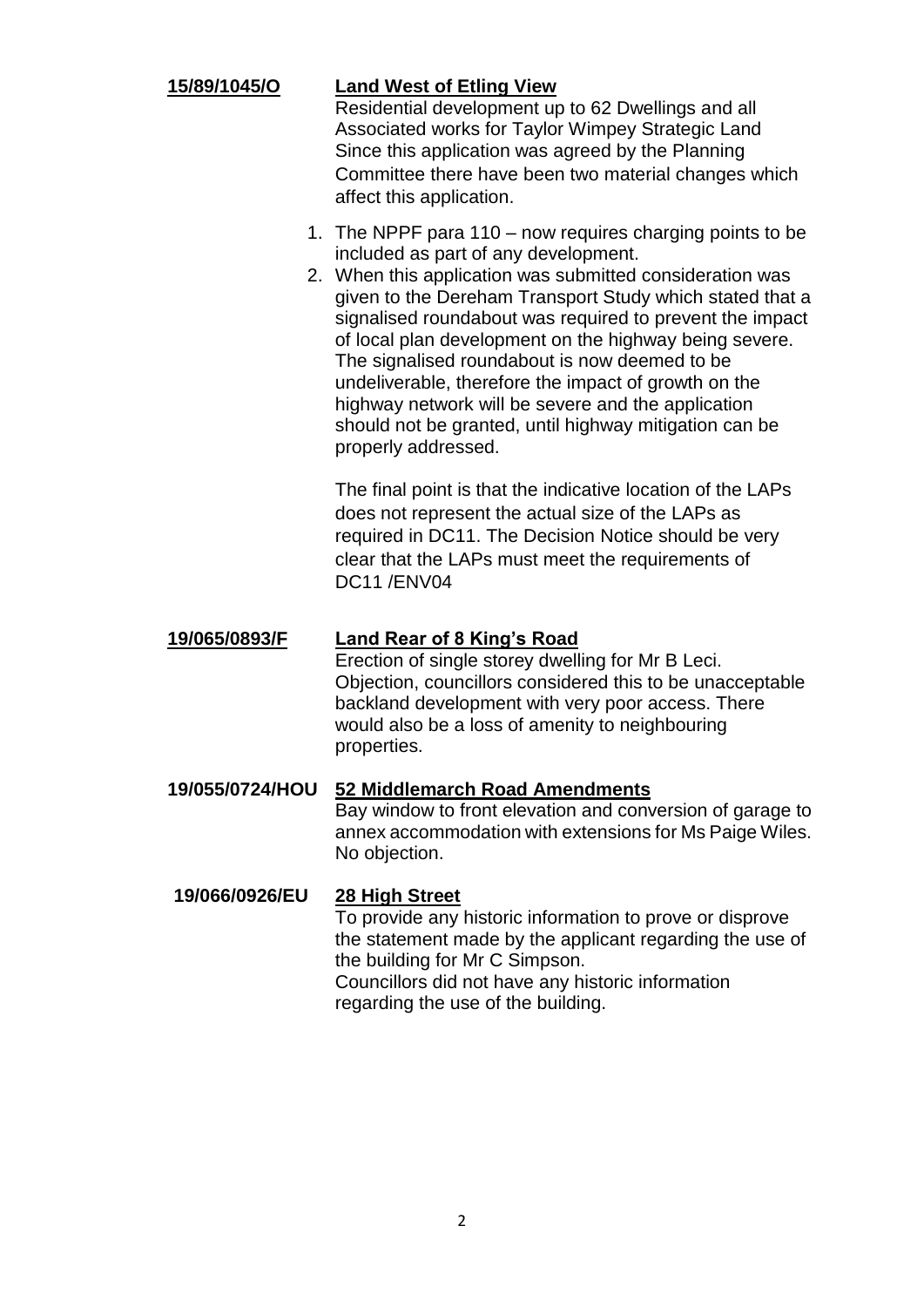**15/89/1045/O** **Land West of Etling View**

Residential development up to 62 Dwellings and all Associated works for Taylor Wimpey Strategic Land

Since this application was agreed by the Planning Committee there have been two material changes which affect this application.

1. The NPPF para 110 – now requires charging points to be included as part of any development.
2. When this application was submitted consideration was given to the Dereham Transport Study which stated that a signalised roundabout was required to prevent the impact of local plan development on the highway being severe. The signalised roundabout is now deemed to be undeliverable, therefore the impact of growth on the highway network will be severe and the application should not be granted, until highway mitigation can be properly addressed.

The final point is that the indicative location of the LAPs does not represent the actual size of the LAPs as required in DC11. The Decision Notice should be very clear that the LAPs must meet the requirements of DC11 /ENV04

**19/065/0893/F** **Land Rear of 8 King's Road**

Erection of single storey dwelling for Mr B Leci.

Objection, councillors considered this to be unacceptable backland development with very poor access. There would also be a loss of amenity to neighbouring properties.

**19/055/0724/HOU** **52 Middlemarch Road Amendments**

Bay window to front elevation and conversion of garage to annex accommodation with extensions for Ms Paige Wiles.

No objection.

**19/066/0926/EU** **28 High Street**

To provide any historic information to prove or disprove the statement made by the applicant regarding the use of the building for Mr C Simpson.

Councillors did not have any historic information regarding the use of the building.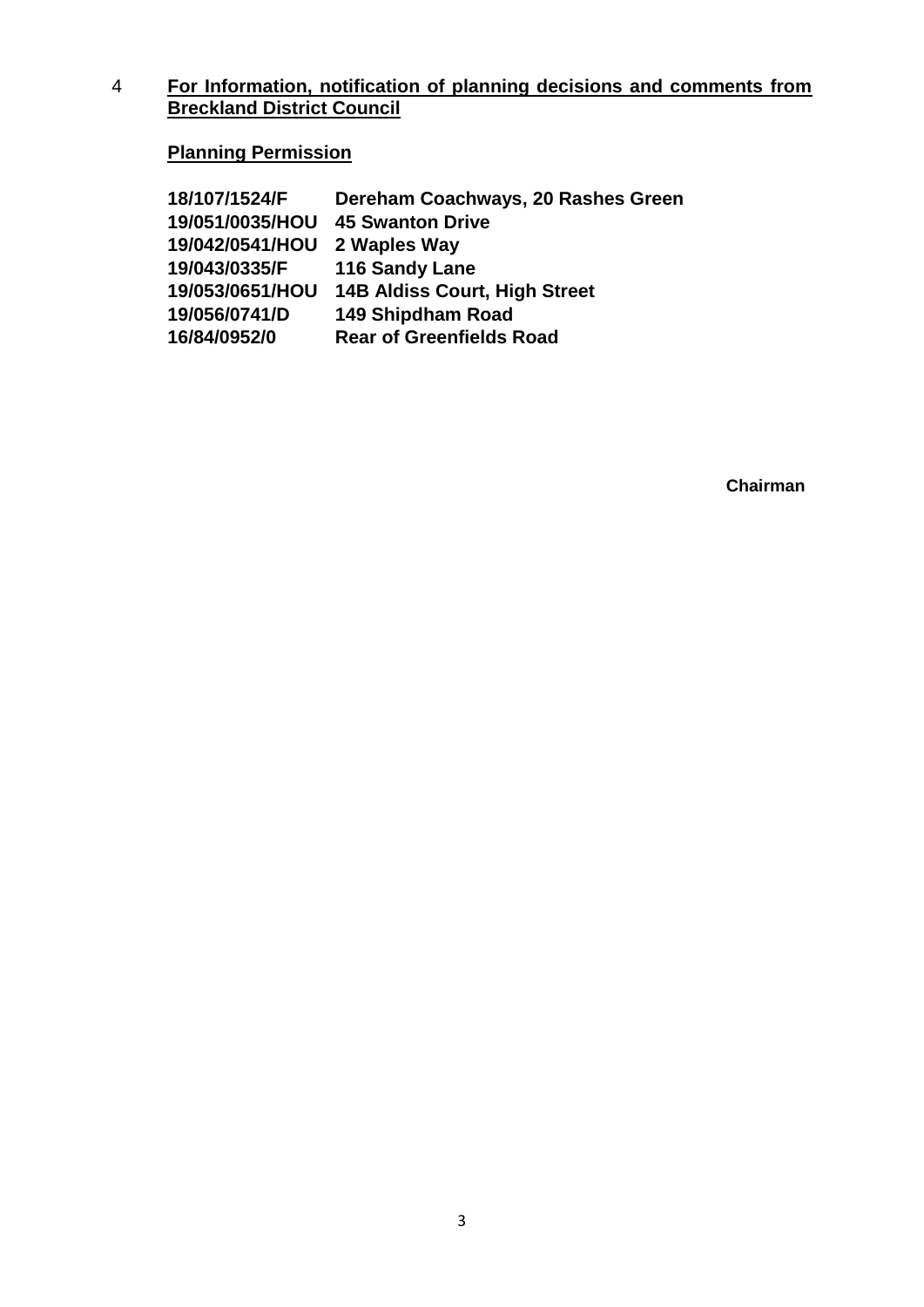4 **For Information, notification of planning decisions and comments from Breckland District Council**

**Planning Permission**

| | |
|---|---|
| **18/107/1524/F** | **Dereham Coachways, 20 Rashes Green** |
| **19/051/0035/HOU** | **45 Swanton Drive** |
| **19/042/0541/HOU** | **2 Waples Way** |
| **19/043/0335/F** | **116 Sandy Lane** |
| **19/053/0651/HOU** | **14B Aldiss Court, High Street** |
| **19/056/0741/D** | **149 Shipdham Road** |
| **16/84/0952/0** | **Rear of Greenfields Road** |

**Chairman**